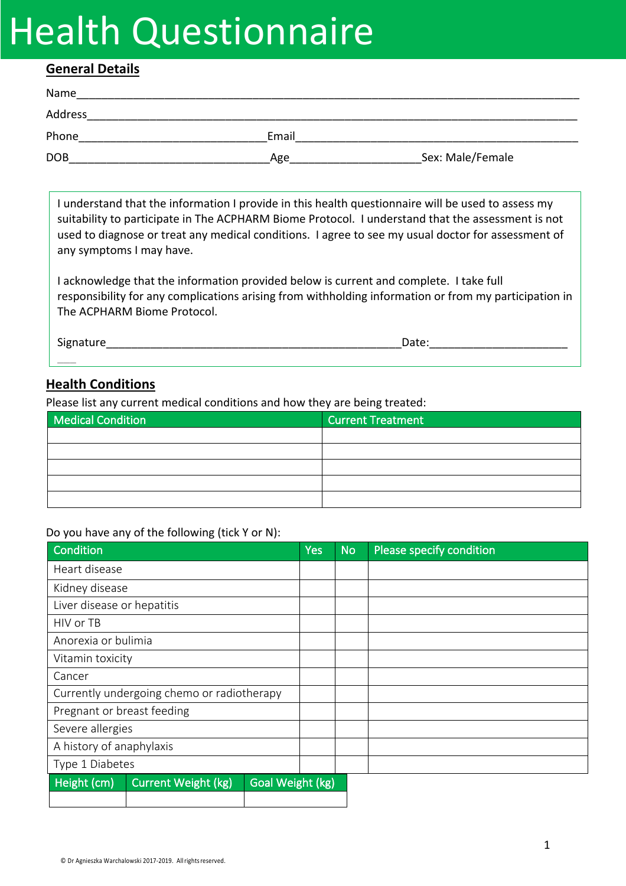# Health Questionnaire

## General Details

Name_______________________________________________________________________________

Address_____________________________________________________________________________

Phone______________________________ Email_____________________________________________

DOB________________________________ Age_____________________ Sex: Male/Female

I understand that the information I provide in this health questionnaire will be used to assess my suitability to participate in The ACPHARM Biome Protocol. I understand that the assessment is not used to diagnose or treat any medical conditions. I agree to see my usual doctor for assessment of any symptoms I may have.

I acknowledge that the information provided below is current and complete. I take full responsibility for any complications arising from withholding information or from my participation in The ACPHARM Biome Protocol.

Signature__________________________________________________ Date:______________________

## Health Conditions

Please list any current medical conditions and how they are being treated:

| Medical Condition | Current Treatment |
|---|---|
| | |
| | |
| | |
| | |
| | |

Do you have any of the following (tick Y or N):

| Condition | Yes | No | Please specify condition |
|---|---|---|---|
| Heart disease | | | |
| Kidney disease | | | |
| Liver disease or hepatitis | | | |
| HIV or TB | | | |
| Anorexia or bulimia | | | |
| Vitamin toxicity | | | |
| Cancer | | | |
| Currently undergoing chemo or radiotherapy | | | |
| Pregnant or breast feeding | | | |
| Severe allergies | | | |
| A history of anaphylaxis | | | |
| Type 1 Diabetes | | | |

| Height (cm) | Current Weight (kg) | Goal Weight (kg) |
|---|---|---|
| | | |

© Dr Agnieszka Warchalowski 2017-2019. All rights reserved.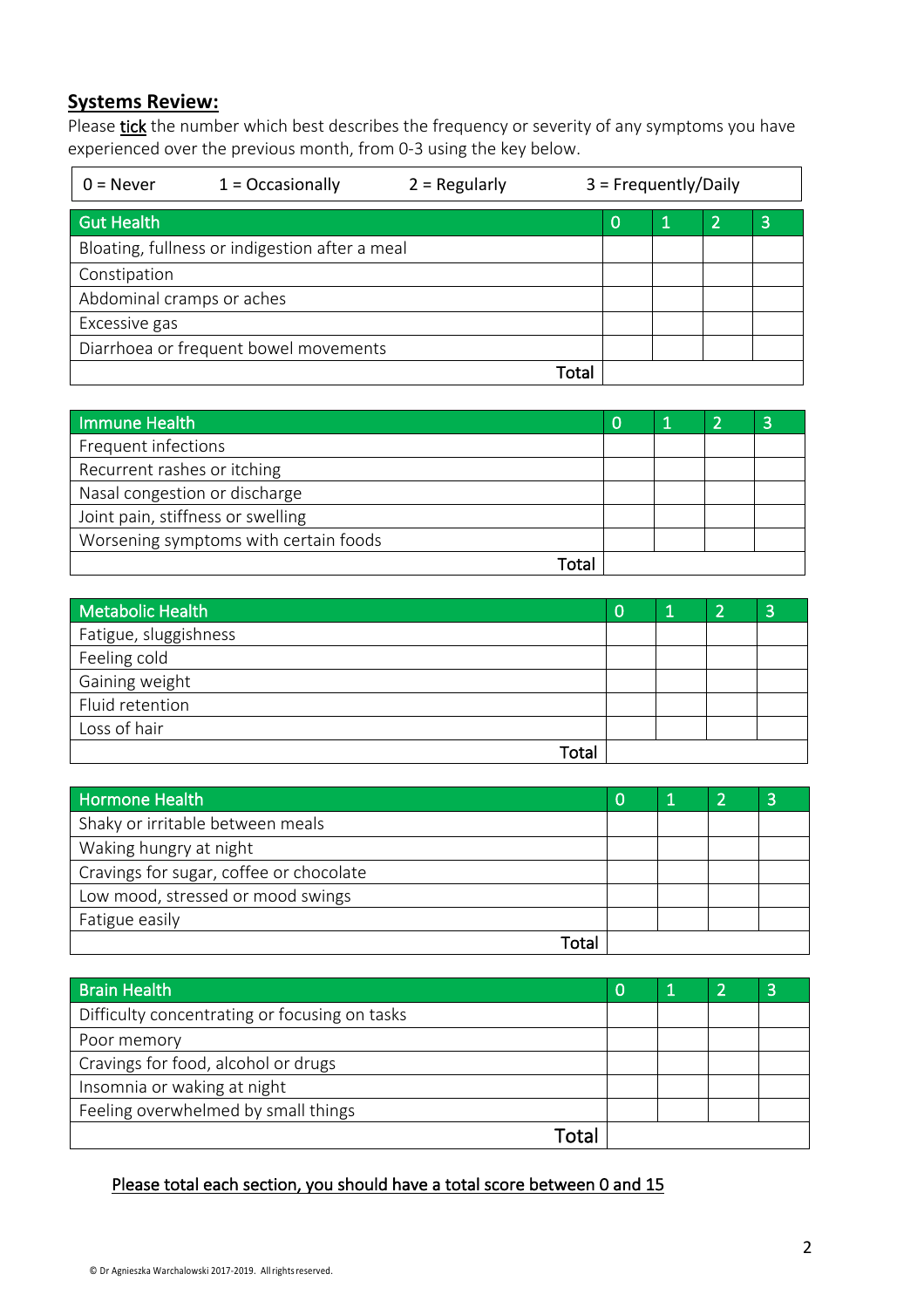## **Systems Review:**

Please tick the number which best describes the frequency or severity of any symptoms you have experienced over the previous month, from 0-3 using the key below.

| 0 = Never | 1 = Occasionally | 2 = Regularly | 3 = Frequently/Daily |
|---|---|---|---|

| Gut Health | 0 | 1 | 2 | 3 |
|---|---|---|---|---|
| Bloating, fullness or indigestion after a meal | | | | |
| Constipation | | | | |
| Abdominal cramps or aches | | | | |
| Excessive gas | | | | |
| Diarrhoea or frequent bowel movements | | | | |
| Total | | | | |

| Immune Health | 0 | 1 | 2 | 3 |
|---|---|---|---|---|
| Frequent infections | | | | |
| Recurrent rashes or itching | | | | |
| Nasal congestion or discharge | | | | |
| Joint pain, stiffness or swelling | | | | |
| Worsening symptoms with certain foods | | | | |
| Total | | | | |

| Metabolic Health | 0 | 1 | 2 | 3 |
|---|---|---|---|---|
| Fatigue, sluggishness | | | | |
| Feeling cold | | | | |
| Gaining weight | | | | |
| Fluid retention | | | | |
| Loss of hair | | | | |
| Total | | | | |

| Hormone Health | 0 | 1 | 2 | 3 |
|---|---|---|---|---|
| Shaky or irritable between meals | | | | |
| Waking hungry at night | | | | |
| Cravings for sugar, coffee or chocolate | | | | |
| Low mood, stressed or mood swings | | | | |
| Fatigue easily | | | | |
| Total | | | | |

| Brain Health | 0 | 1 | 2 | 3 |
|---|---|---|---|---|
| Difficulty concentrating or focusing on tasks | | | | |
| Poor memory | | | | |
| Cravings for food, alcohol or drugs | | | | |
| Insomnia or waking at night | | | | |
| Feeling overwhelmed by small things | | | | |
| Total | | | | |

Please total each section, you should have a total score between 0 and 15

© Dr Agnieszka Warchalowski 2017-2019. All rights reserved.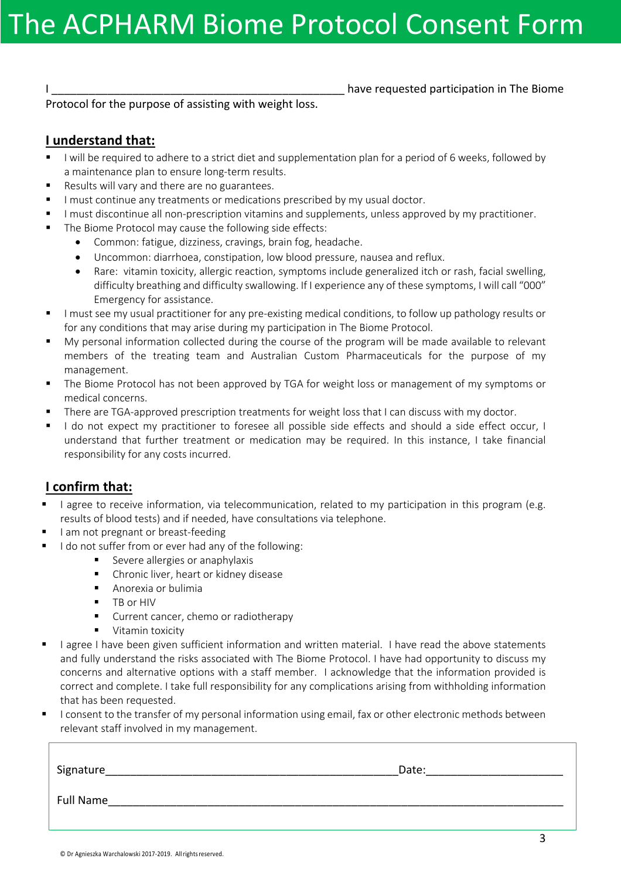# The ACPHARM Biome Protocol Consent Form

I ______________________________________________ have requested participation in The Biome Protocol for the purpose of assisting with weight loss.

## I understand that:

- I will be required to adhere to a strict diet and supplementation plan for a period of 6 weeks, followed by a maintenance plan to ensure long-term results.
- Results will vary and there are no guarantees.
- I must continue any treatments or medications prescribed by my usual doctor.
- I must discontinue all non-prescription vitamins and supplements, unless approved by my practitioner.
- The Biome Protocol may cause the following side effects:
  - Common: fatigue, dizziness, cravings, brain fog, headache.
  - Uncommon: diarrhoea, constipation, low blood pressure, nausea and reflux.
  - Rare: vitamin toxicity, allergic reaction, symptoms include generalized itch or rash, facial swelling, difficulty breathing and difficulty swallowing. If I experience any of these symptoms, I will call "000" Emergency for assistance.
- I must see my usual practitioner for any pre-existing medical conditions, to follow up pathology results or for any conditions that may arise during my participation in The Biome Protocol.
- My personal information collected during the course of the program will be made available to relevant members of the treating team and Australian Custom Pharmaceuticals for the purpose of my management.
- The Biome Protocol has not been approved by TGA for weight loss or management of my symptoms or medical concerns.
- There are TGA-approved prescription treatments for weight loss that I can discuss with my doctor.
- I do not expect my practitioner to foresee all possible side effects and should a side effect occur, I understand that further treatment or medication may be required. In this instance, I take financial responsibility for any costs incurred.

## I confirm that:

- I agree to receive information, via telecommunication, related to my participation in this program (e.g. results of blood tests) and if needed, have consultations via telephone.
- I am not pregnant or breast-feeding
- I do not suffer from or ever had any of the following:
  - Severe allergies or anaphylaxis
  - Chronic liver, heart or kidney disease
  - Anorexia or bulimia
  - TB or HIV
  - Current cancer, chemo or radiotherapy
  - Vitamin toxicity
- I agree I have been given sufficient information and written material. I have read the above statements and fully understand the risks associated with The Biome Protocol. I have had opportunity to discuss my concerns and alternative options with a staff member. I acknowledge that the information provided is correct and complete. I take full responsibility for any complications arising from withholding information that has been requested.
- I consent to the transfer of my personal information using email, fax or other electronic methods between relevant staff involved in my management.

Signature______________________________________________ Date:____________________

Full Name______________________________________________________________________

© Dr Agnieszka Warchalowski 2017-2019. All rights reserved.